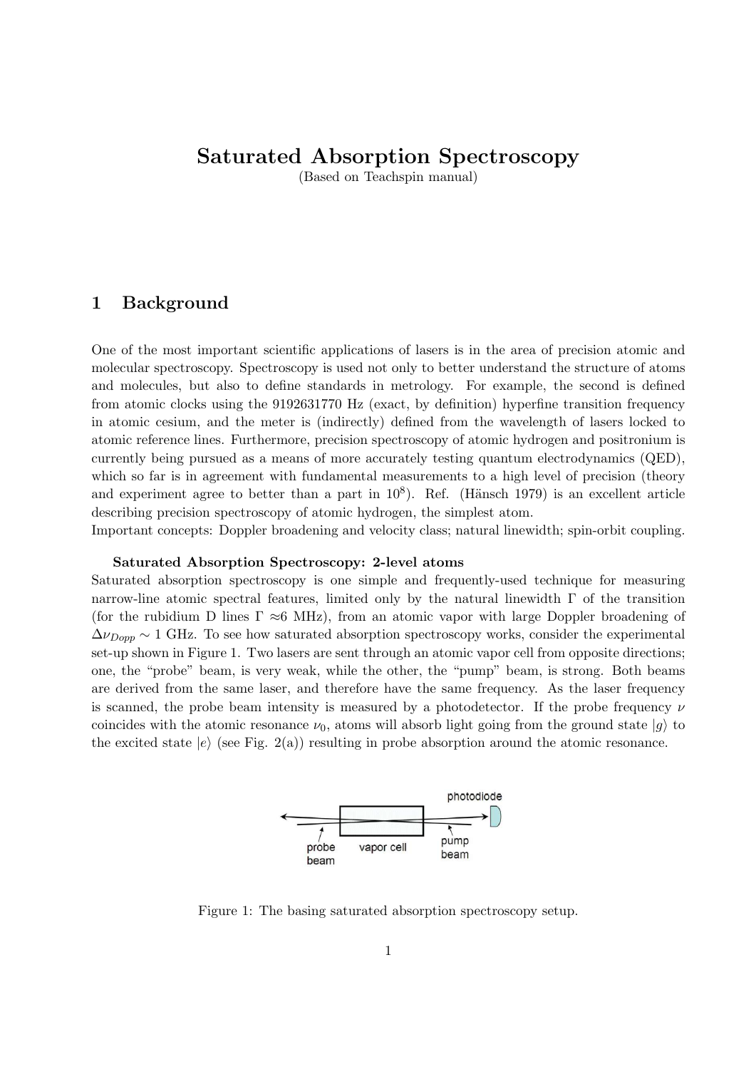# Saturated Absorption Spectroscopy

(Based on Teachspin manual)

## 1 Background

One of the most important scientific applications of lasers is in the area of precision atomic and molecular spectroscopy. Spectroscopy is used not only to better understand the structure of atoms and molecules, but also to define standards in metrology. For example, the second is defined from atomic clocks using the 9192631770 Hz (exact, by definition) hyperfine transition frequency in atomic cesium, and the meter is (indirectly) defined from the wavelength of lasers locked to atomic reference lines. Furthermore, precision spectroscopy of atomic hydrogen and positronium is currently being pursued as a means of more accurately testing quantum electrodynamics (QED), which so far is in agreement with fundamental measurements to a high level of precision (theory and experiment agree to better than a part in $10^8$). Ref. (Hänsch 1979) is an excellent article describing precision spectroscopy of atomic hydrogen, the simplest atom.

Important concepts: Doppler broadening and velocity class; natural linewidth; spin-orbit coupling.

**Saturated Absorption Spectroscopy: 2-level atoms**

Saturated absorption spectroscopy is one simple and frequently-used technique for measuring narrow-line atomic spectral features, limited only by the natural linewidth $\Gamma$ of the transition (for the rubidium D lines $\Gamma \approx 6$ MHz), from an atomic vapor with large Doppler broadening of $\Delta\nu_{Dopp} \sim 1$ GHz. To see how saturated absorption spectroscopy works, consider the experimental set-up shown in Figure 1. Two lasers are sent through an atomic vapor cell from opposite directions; one, the "probe" beam, is very weak, while the other, the "pump" beam, is strong. Both beams are derived from the same laser, and therefore have the same frequency. As the laser frequency is scanned, the probe beam intensity is measured by a photodetector. If the probe frequency $\nu$ coincides with the atomic resonance $\nu_0$, atoms will absorb light going from the ground state $|g\rangle$ to the excited state $|e\rangle$ (see Fig. 2(a)) resulting in probe absorption around the atomic resonance.

photodiode

probe beam | vapor cell | pump beam

Figure 1: The basing saturated absorption spectroscopy setup.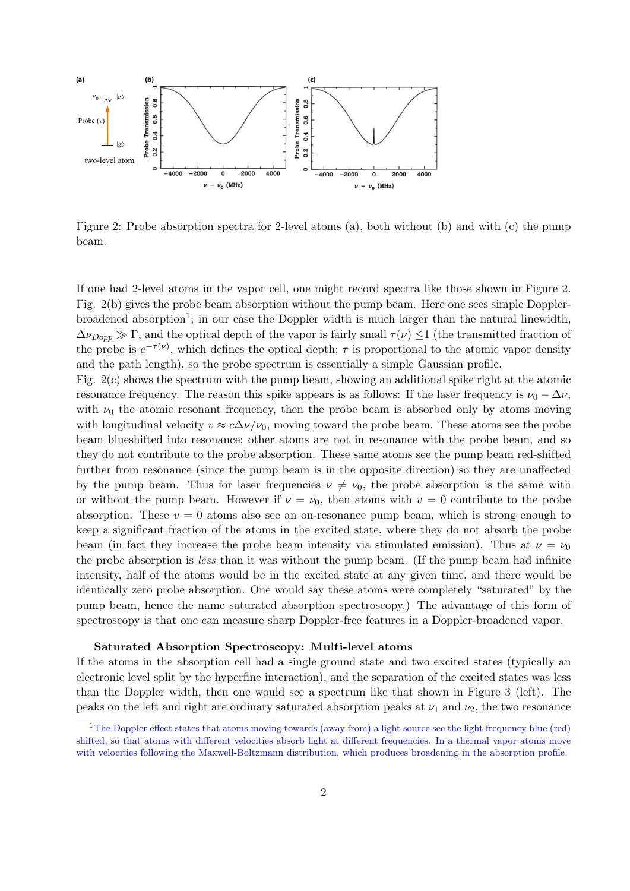Figure 2: Probe absorption spectra for 2-level atoms (a), both without (b) and with (c) the pump beam.

If one had 2-level atoms in the vapor cell, one might record spectra like those shown in Figure 2. Fig. 2(b) gives the probe beam absorption without the pump beam. Here one sees simple Doppler-broadened absorption[1]; in our case the Doppler width is much larger than the natural linewidth, $\Delta\nu_{Dopp} \gg \Gamma$, and the optical depth of the vapor is fairly small $\tau(\nu) \leq 1$ (the transmitted fraction of the probe is $e^{-\tau(\nu)}$, which defines the optical depth; $\tau$ is proportional to the atomic vapor density and the path length), so the probe spectrum is essentially a simple Gaussian profile.

Fig. 2(c) shows the spectrum with the pump beam, showing an additional spike right at the atomic resonance frequency. The reason this spike appears is as follows: If the laser frequency is $\nu_0 - \Delta\nu$, with $\nu_0$ the atomic resonant frequency, then the probe beam is absorbed only by atoms moving with longitudinal velocity $v \approx c\Delta\nu/\nu_0$, moving toward the probe beam. These atoms see the probe beam blueshifted into resonance; other atoms are not in resonance with the probe beam, and so they do not contribute to the probe absorption. These same atoms see the pump beam red-shifted further from resonance (since the pump beam is in the opposite direction) so they are unaffected by the pump beam. Thus for laser frequencies $\nu \neq \nu_0$, the probe absorption is the same with or without the pump beam. However if $\nu = \nu_0$, then atoms with $v = 0$ contribute to the probe absorption. These $v = 0$ atoms also see an on-resonance pump beam, which is strong enough to keep a significant fraction of the atoms in the excited state, where they do not absorb the probe beam (in fact they increase the probe beam intensity via stimulated emission). Thus at $\nu = \nu_0$ the probe absorption is *less* than it was without the pump beam. (If the pump beam had infinite intensity, half of the atoms would be in the excited state at any given time, and there would be identically zero probe absorption. One would say these atoms were completely "saturated" by the pump beam, hence the name saturated absorption spectroscopy.) The advantage of this form of spectroscopy is that one can measure sharp Doppler-free features in a Doppler-broadened vapor.

### Saturated Absorption Spectroscopy: Multi-level atoms

If the atoms in the absorption cell had a single ground state and two excited states (typically an electronic level split by the hyperfine interaction), and the separation of the excited states was less than the Doppler width, then one would see a spectrum like that shown in Figure 3 (left). The peaks on the left and right are ordinary saturated absorption peaks at $\nu_1$ and $\nu_2$, the two resonance

[1] The Doppler effect states that atoms moving towards (away from) a light source see the light frequency blue (red) shifted, so that atoms with different velocities absorb light at different frequencies. In a thermal vapor atoms move with velocities following the Maxwell-Boltzmann distribution, which produces broadening in the absorption profile.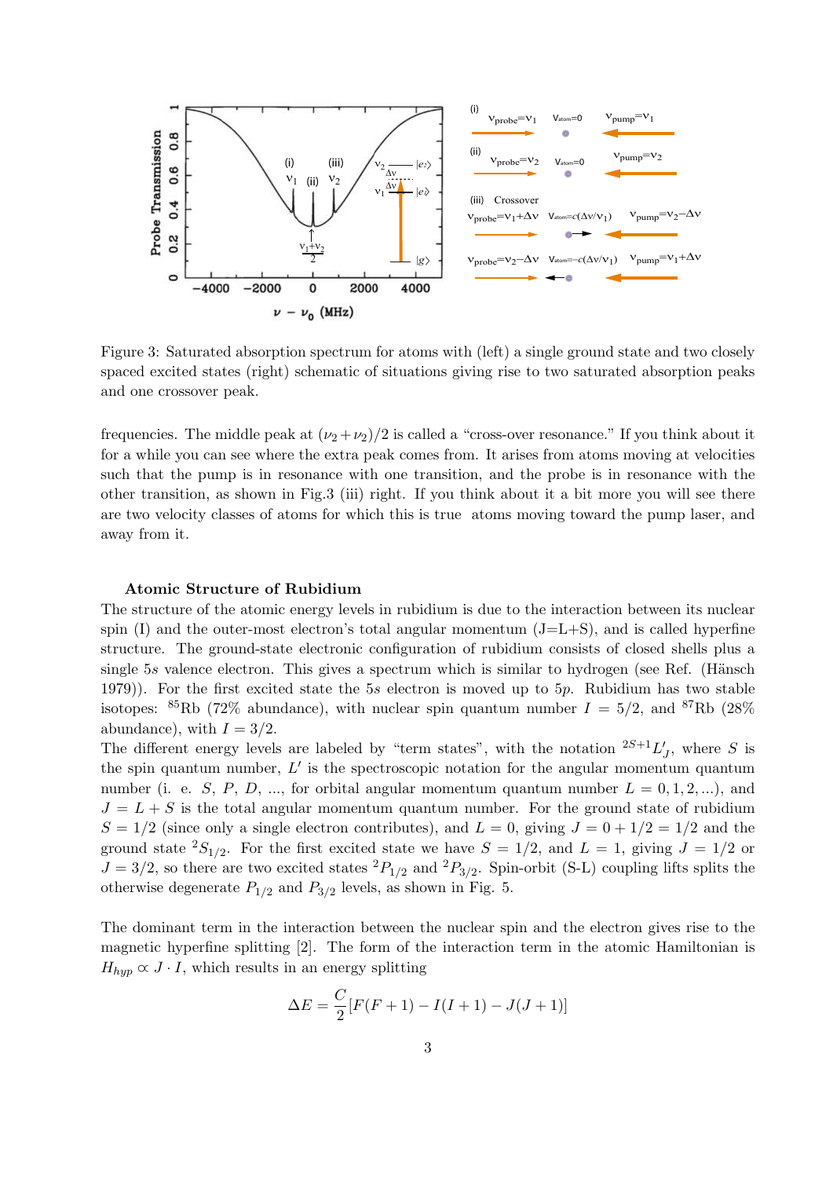Figure 3: Saturated absorption spectrum for atoms with (left) a single ground state and two closely spaced excited states (right) schematic of situations giving rise to two saturated absorption peaks and one crossover peak.

frequencies. The middle peak at $(\nu_2+\nu_2)/2$ is called a "cross-over resonance." If you think about it for a while you can see where the extra peak comes from. It arises from atoms moving at velocities such that the pump is in resonance with one transition, and the probe is in resonance with the other transition, as shown in Fig.3 (iii) right. If you think about it a bit more you will see there are two velocity classes of atoms for which this is true atoms moving toward the pump laser, and away from it.

### Atomic Structure of Rubidium

The structure of the atomic energy levels in rubidium is due to the interaction between its nuclear spin (I) and the outer-most electron's total angular momentum (J=L+S), and is called hyperfine structure. The ground-state electronic configuration of rubidium consists of closed shells plus a single 5$s$ valence electron. This gives a spectrum which is similar to hydrogen (see Ref. (Hänsch 1979)). For the first excited state the 5$s$ electron is moved up to 5$p$. Rubidium has two stable isotopes: $^{85}$Rb (72% abundance), with nuclear spin quantum number $I = 5/2$, and $^{87}$Rb (28% abundance), with $I = 3/2$.

The different energy levels are labeled by "term states", with the notation $^{2S+1}L'_J$, where $S$ is the spin quantum number, $L'$ is the spectroscopic notation for the angular momentum quantum number (i. e. $S$, $P$, $D$, ..., for orbital angular momentum quantum number $L = 0, 1, 2, ...$), and $J = L + S$ is the total angular momentum quantum number. For the ground state of rubidium $S = 1/2$ (since only a single electron contributes), and $L = 0$, giving $J = 0 + 1/2 = 1/2$ and the ground state $^2S_{1/2}$. For the first excited state we have $S = 1/2$, and $L = 1$, giving $J = 1/2$ or $J = 3/2$, so there are two excited states $^2P_{1/2}$ and $^2P_{3/2}$. Spin-orbit (S-L) coupling lifts splits the otherwise degenerate $P_{1/2}$ and $P_{3/2}$ levels, as shown in Fig. 5.

The dominant term in the interaction between the nuclear spin and the electron gives rise to the magnetic hyperfine splitting [2]. The form of the interaction term in the atomic Hamiltonian is $H_{hyp} \propto J \cdot I$, which results in an energy splitting

$$\Delta E = \frac{C}{2}[F(F+1) - I(I+1) - J(J+1)]$$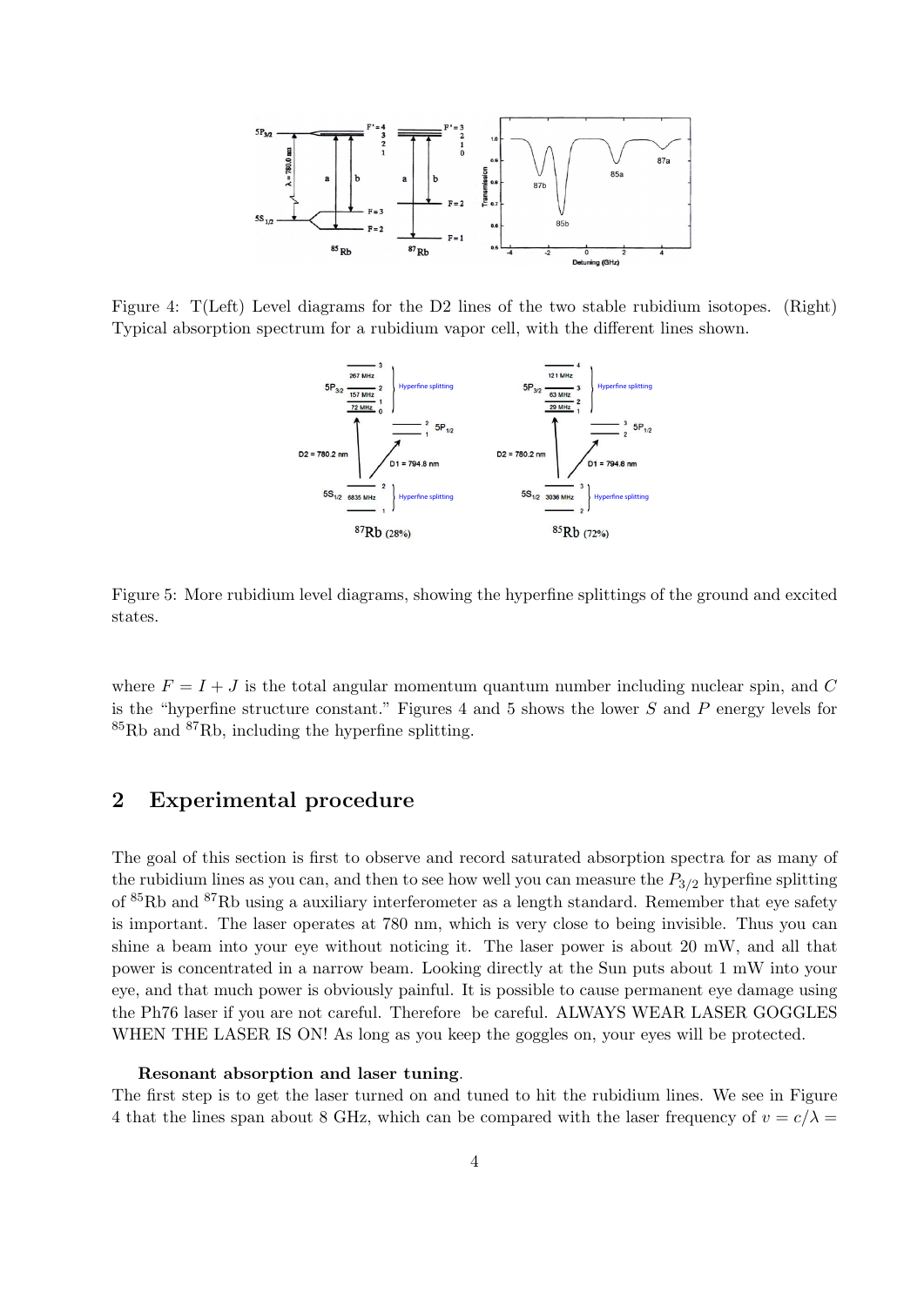Figure 4: T(Left) Level diagrams for the D2 lines of the two stable rubidium isotopes. (Right) Typical absorption spectrum for a rubidium vapor cell, with the different lines shown.

Figure 5: More rubidium level diagrams, showing the hyperfine splittings of the ground and excited states.

where $F = I + J$ is the total angular momentum quantum number including nuclear spin, and $C$ is the "hyperfine structure constant." Figures 4 and 5 shows the lower $S$ and $P$ energy levels for $^{85}$Rb and $^{87}$Rb, including the hyperfine splitting.

## 2 Experimental procedure

The goal of this section is first to observe and record saturated absorption spectra for as many of the rubidium lines as you can, and then to see how well you can measure the $P_{3/2}$ hyperfine splitting of $^{85}$Rb and $^{87}$Rb using a auxiliary interferometer as a length standard. Remember that eye safety is important. The laser operates at 780 nm, which is very close to being invisible. Thus you can shine a beam into your eye without noticing it. The laser power is about 20 mW, and all that power is concentrated in a narrow beam. Looking directly at the Sun puts about 1 mW into your eye, and that much power is obviously painful. It is possible to cause permanent eye damage using the Ph76 laser if you are not careful. Therefore be careful. ALWAYS WEAR LASER GOGGLES WHEN THE LASER IS ON! As long as you keep the goggles on, your eyes will be protected.

**Resonant absorption and laser tuning**.
The first step is to get the laser turned on and tuned to hit the rubidium lines. We see in Figure 4 that the lines span about 8 GHz, which can be compared with the laser frequency of $v = c/\lambda =$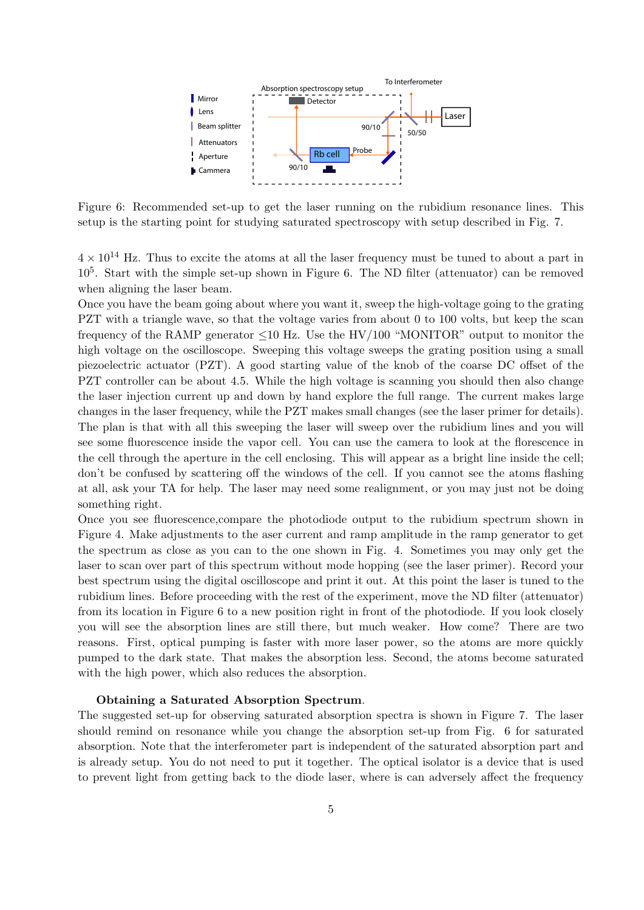Figure 6: Recommended set-up to get the laser running on the rubidium resonance lines. This setup is the starting point for studying saturated spectroscopy with setup described in Fig. 7.

$4 \times 10^{14}$ Hz. Thus to excite the atoms at all the laser frequency must be tuned to about a part in $10^5$. Start with the simple set-up shown in Figure 6. The ND filter (attenuator) can be removed when aligning the laser beam.

Once you have the beam going about where you want it, sweep the high-voltage going to the grating PZT with a triangle wave, so that the voltage varies from about 0 to 100 volts, but keep the scan frequency of the RAMP generator $\leq$10 Hz. Use the HV/100 "MONITOR" output to monitor the high voltage on the oscilloscope. Sweeping this voltage sweeps the grating position using a small piezoelectric actuator (PZT). A good starting value of the knob of the coarse DC offset of the PZT controller can be about 4.5. While the high voltage is scanning you should then also change the laser injection current up and down by hand explore the full range. The current makes large changes in the laser frequency, while the PZT makes small changes (see the laser primer for details). The plan is that with all this sweeping the laser will sweep over the rubidium lines and you will see some fluorescence inside the vapor cell. You can use the camera to look at the florescence in the cell through the aperture in the cell enclosing. This will appear as a bright line inside the cell; don't be confused by scattering off the windows of the cell. If you cannot see the atoms flashing at all, ask your TA for help. The laser may need some realignment, or you may just not be doing something right.

Once you see fluorescence,compare the photodiode output to the rubidium spectrum shown in Figure 4. Make adjustments to the aser current and ramp amplitude in the ramp generator to get the spectrum as close as you can to the one shown in Fig. 4. Sometimes you may only get the laser to scan over part of this spectrum without mode hopping (see the laser primer). Record your best spectrum using the digital oscilloscope and print it out. At this point the laser is tuned to the rubidium lines. Before proceeding with the rest of the experiment, move the ND filter (attenuator) from its location in Figure 6 to a new position right in front of the photodiode. If you look closely you will see the absorption lines are still there, but much weaker. How come? There are two reasons. First, optical pumping is faster with more laser power, so the atoms are more quickly pumped to the dark state. That makes the absorption less. Second, the atoms become saturated with the high power, which also reduces the absorption.

### Obtaining a Saturated Absorption Spectrum.

The suggested set-up for observing saturated absorption spectra is shown in Figure 7. The laser should remind on resonance while you change the absorption set-up from Fig. 6 for saturated absorption. Note that the interferometer part is independent of the saturated absorption part and is already setup. You do not need to put it together. The optical isolator is a device that is used to prevent light from getting back to the diode laser, where is can adversely affect the frequency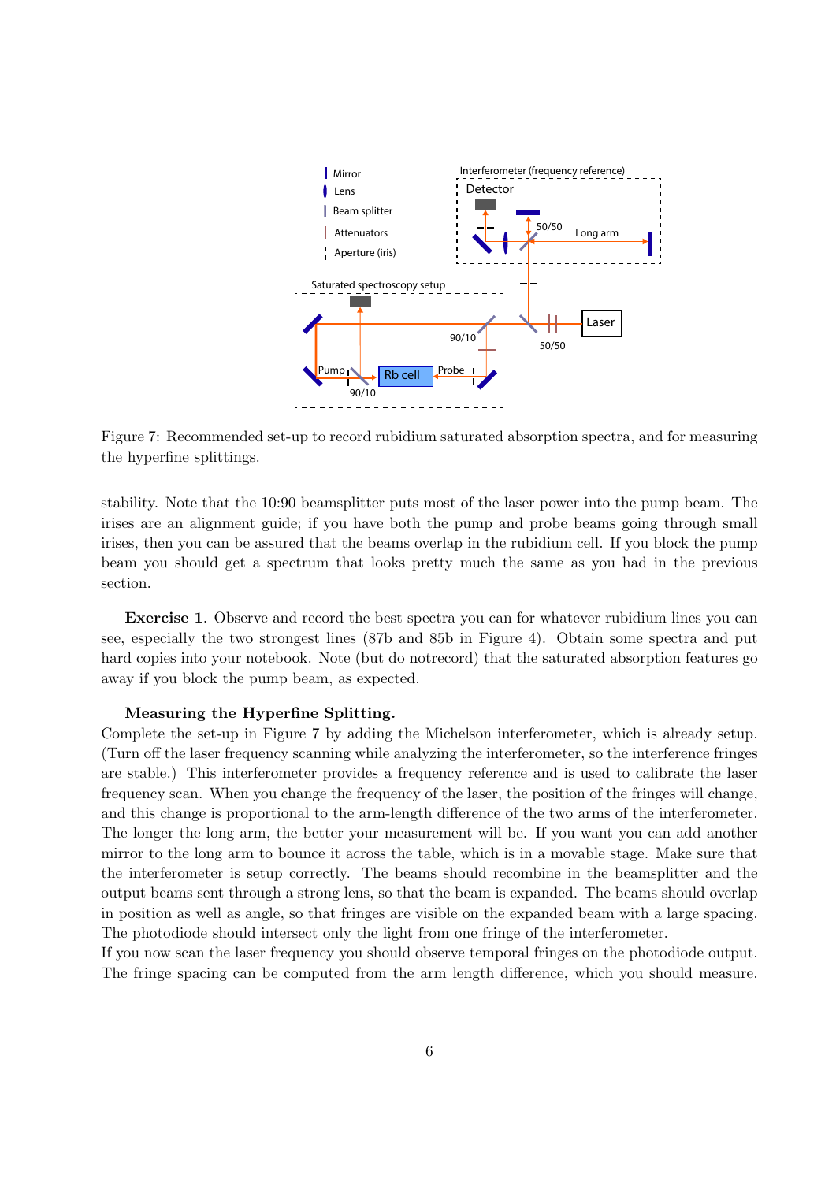Figure 7: Recommended set-up to record rubidium saturated absorption spectra, and for measuring the hyperfine splittings.

stability. Note that the 10:90 beamsplitter puts most of the laser power into the pump beam. The irises are an alignment guide; if you have both the pump and probe beams going through small irises, then you can be assured that the beams overlap in the rubidium cell. If you block the pump beam you should get a spectrum that looks pretty much the same as you had in the previous section.

**Exercise 1**. Observe and record the best spectra you can for whatever rubidium lines you can see, especially the two strongest lines (87b and 85b in Figure 4). Obtain some spectra and put hard copies into your notebook. Note (but do notrecord) that the saturated absorption features go away if you block the pump beam, as expected.

**Measuring the Hyperfine Splitting.**

Complete the set-up in Figure 7 by adding the Michelson interferometer, which is already setup. (Turn off the laser frequency scanning while analyzing the interferometer, so the interference fringes are stable.) This interferometer provides a frequency reference and is used to calibrate the laser frequency scan. When you change the frequency of the laser, the position of the fringes will change, and this change is proportional to the arm-length difference of the two arms of the interferometer. The longer the long arm, the better your measurement will be. If you want you can add another mirror to the long arm to bounce it across the table, which is in a movable stage. Make sure that the interferometer is setup correctly. The beams should recombine in the beamsplitter and the output beams sent through a strong lens, so that the beam is expanded. The beams should overlap in position as well as angle, so that fringes are visible on the expanded beam with a large spacing. The photodiode should intersect only the light from one fringe of the interferometer.

If you now scan the laser frequency you should observe temporal fringes on the photodiode output. The fringe spacing can be computed from the arm length difference, which you should measure.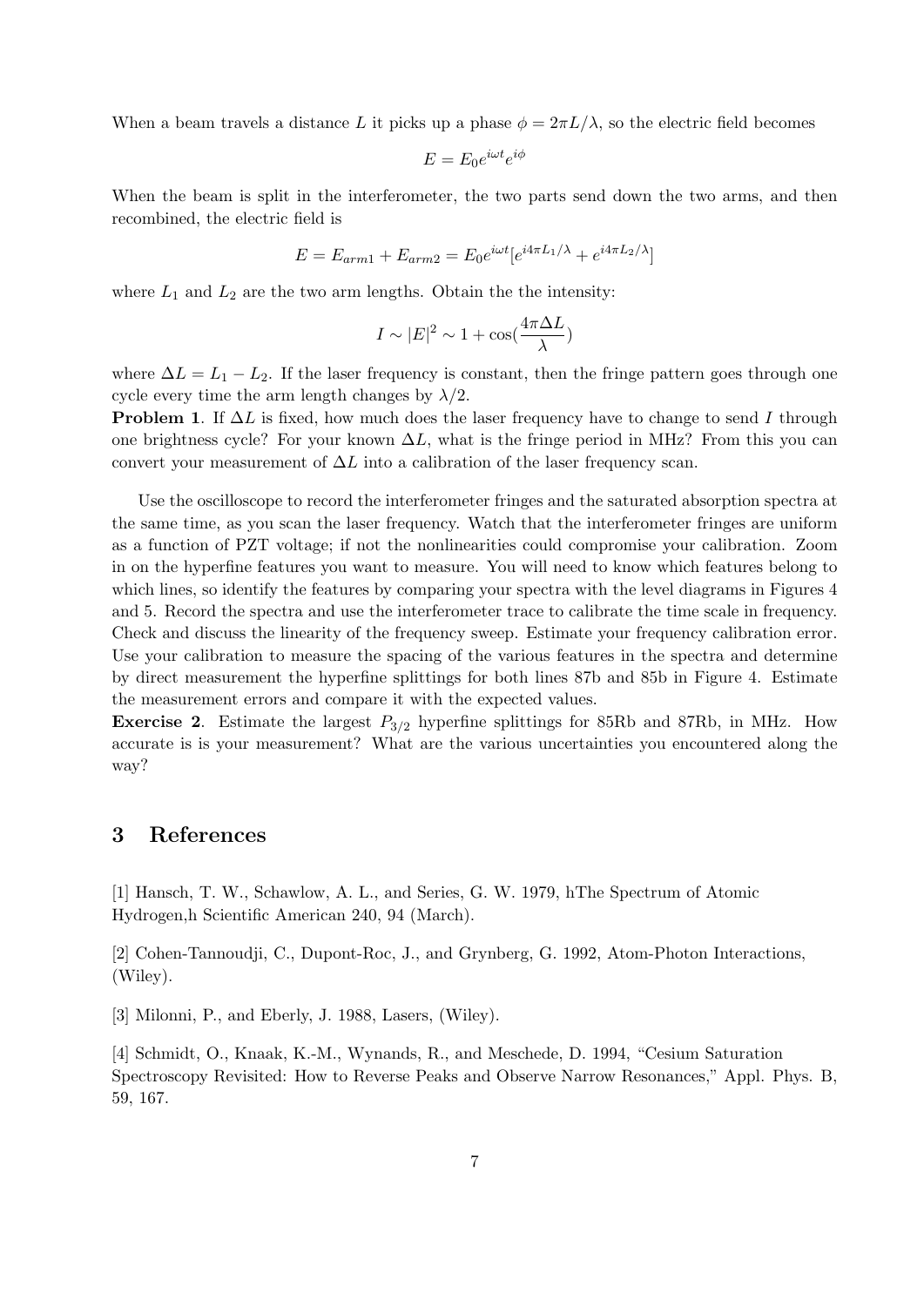When a beam travels a distance $L$ it picks up a phase $\phi = 2\pi L/\lambda$, so the electric field becomes

$$E = E_0 e^{i\omega t} e^{i\phi}$$

When the beam is split in the interferometer, the two parts send down the two arms, and then recombined, the electric field is

$$E = E_{arm1} + E_{arm2} = E_0 e^{i\omega t}[e^{i4\pi L_1/\lambda} + e^{i4\pi L_2/\lambda}]$$

where $L_1$ and $L_2$ are the two arm lengths. Obtain the the intensity:

$$I \sim |E|^2 \sim 1 + \cos(\frac{4\pi \Delta L}{\lambda})$$

where $\Delta L = L_1 - L_2$. If the laser frequency is constant, then the fringe pattern goes through one cycle every time the arm length changes by $\lambda/2$.

**Problem 1**. If $\Delta L$ is fixed, how much does the laser frequency have to change to send $I$ through one brightness cycle? For your known $\Delta L$, what is the fringe period in MHz? From this you can convert your measurement of $\Delta L$ into a calibration of the laser frequency scan.

Use the oscilloscope to record the interferometer fringes and the saturated absorption spectra at the same time, as you scan the laser frequency. Watch that the interferometer fringes are uniform as a function of PZT voltage; if not the nonlinearities could compromise your calibration. Zoom in on the hyperfine features you want to measure. You will need to know which features belong to which lines, so identify the features by comparing your spectra with the level diagrams in Figures 4 and 5. Record the spectra and use the interferometer trace to calibrate the time scale in frequency. Check and discuss the linearity of the frequency sweep. Estimate your frequency calibration error. Use your calibration to measure the spacing of the various features in the spectra and determine by direct measurement the hyperfine splittings for both lines 87b and 85b in Figure 4. Estimate the measurement errors and compare it with the expected values.

**Exercise 2**. Estimate the largest $P_{3/2}$ hyperfine splittings for 85Rb and 87Rb, in MHz. How accurate is is your measurement? What are the various uncertainties you encountered along the way?

## 3 References

[1] Hansch, T. W., Schawlow, A. L., and Series, G. W. 1979, hThe Spectrum of Atomic Hydrogen,h Scientific American 240, 94 (March).

[2] Cohen-Tannoudji, C., Dupont-Roc, J., and Grynberg, G. 1992, Atom-Photon Interactions, (Wiley).

[3] Milonni, P., and Eberly, J. 1988, Lasers, (Wiley).

[4] Schmidt, O., Knaak, K.-M., Wynands, R., and Meschede, D. 1994, "Cesium Saturation Spectroscopy Revisited: How to Reverse Peaks and Observe Narrow Resonances," Appl. Phys. B, 59, 167.